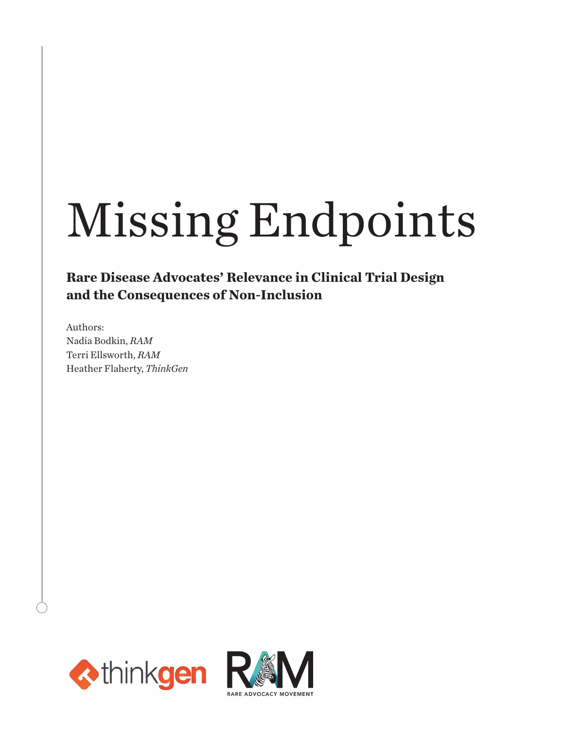# Missing Endpoints

**Rare Disease Advocates' Relevance in Clinical Trial Design and the Consequences of Non-Inclusion**

Authors:
Nadia Bodkin, *RAM*
Terri Ellsworth, *RAM*
Heather Flaherty, *ThinkGen*

thinkgen

RAM
RARE ADVOCACY MOVEMENT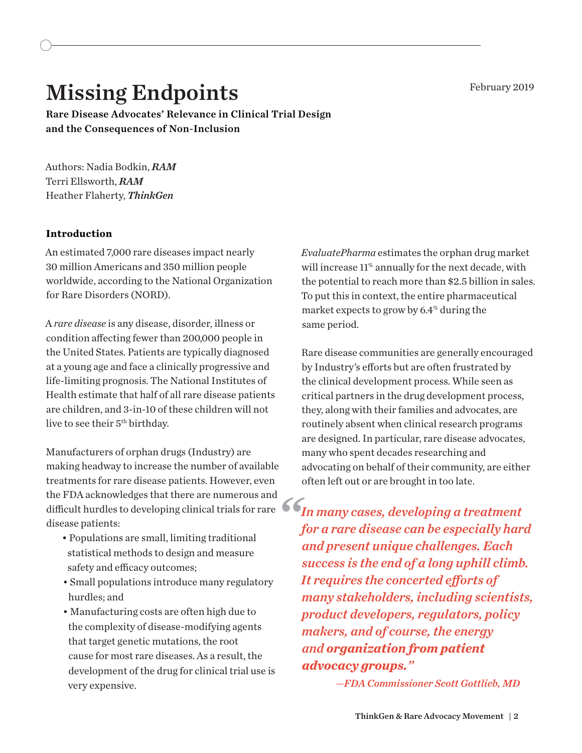# Missing Endpoints

February 2019

**Rare Disease Advocates' Relevance in Clinical Trial Design and the Consequences of Non-Inclusion**

Authors: Nadia Bodkin, ***RAM***
Terri Ellsworth, ***RAM***
Heather Flaherty, ***ThinkGen***

## Introduction

An estimated 7,000 rare diseases impact nearly 30 million Americans and 350 million people worldwide, according to the National Organization for Rare Disorders (NORD).

A *rare disease* is any disease, disorder, illness or condition affecting fewer than 200,000 people in the United States. Patients are typically diagnosed at a young age and face a clinically progressive and life-limiting prognosis. The National Institutes of Health estimate that half of all rare disease patients are children, and 3-in-10 of these children will not live to see their 5th birthday.

Manufacturers of orphan drugs (Industry) are making headway to increase the number of available treatments for rare disease patients. However, even the FDA acknowledges that there are numerous and difficult hurdles to developing clinical trials for rare disease patients:

- Populations are small, limiting traditional statistical methods to design and measure safety and efficacy outcomes;
- Small populations introduce many regulatory hurdles; and
- Manufacturing costs are often high due to the complexity of disease-modifying agents that target genetic mutations, the root cause for most rare diseases. As a result, the development of the drug for clinical trial use is very expensive.

*EvaluatePharma* estimates the orphan drug market will increase 11% annually for the next decade, with the potential to reach more than $2.5 billion in sales. To put this in context, the entire pharmaceutical market expects to grow by 6.4% during the same period.

Rare disease communities are generally encouraged by Industry's efforts but are often frustrated by the clinical development process. While seen as critical partners in the drug development process, they, along with their families and advocates, are routinely absent when clinical research programs are designed. In particular, rare disease advocates, many who spent decades researching and advocating on behalf of their community, are either often left out or are brought in too late.

> *"In many cases, developing a treatment for a rare disease can be especially hard and present unique challenges. Each success is the end of a long uphill climb. It requires the concerted efforts of many stakeholders, including scientists, product developers, regulators, policy makers, and of course, the energy and* ***organization from patient advocacy groups.****"*
>
> *—FDA Commissioner Scott Gottlieb, MD*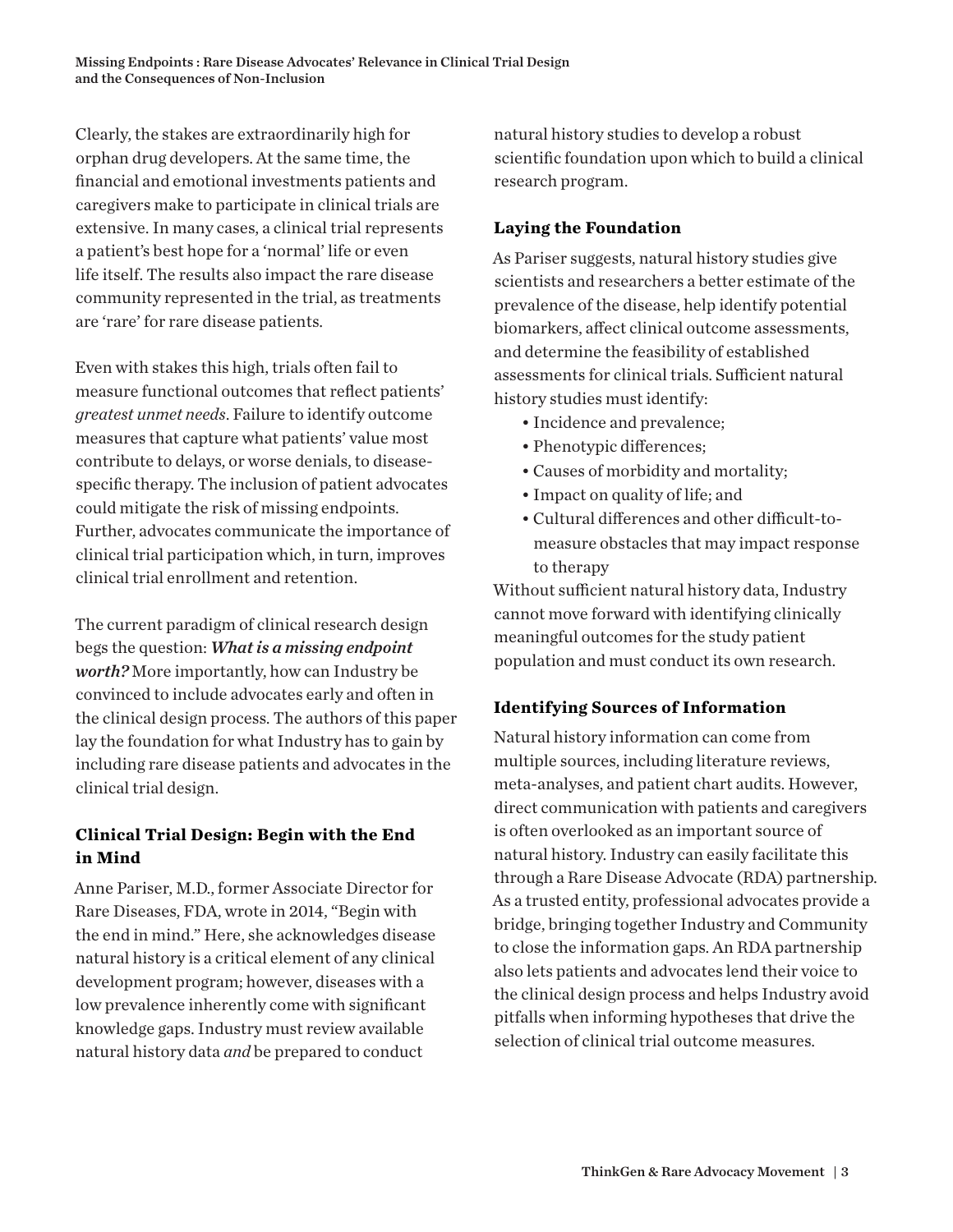Clearly, the stakes are extraordinarily high for orphan drug developers. At the same time, the financial and emotional investments patients and caregivers make to participate in clinical trials are extensive. In many cases, a clinical trial represents a patient's best hope for a 'normal' life or even life itself. The results also impact the rare disease community represented in the trial, as treatments are 'rare' for rare disease patients.

Even with stakes this high, trials often fail to measure functional outcomes that reflect patients' *greatest unmet needs*. Failure to identify outcome measures that capture what patients' value most contribute to delays, or worse denials, to disease-specific therapy. The inclusion of patient advocates could mitigate the risk of missing endpoints. Further, advocates communicate the importance of clinical trial participation which, in turn, improves clinical trial enrollment and retention.

The current paradigm of clinical research design begs the question: ***What is a missing endpoint worth?*** More importantly, how can Industry be convinced to include advocates early and often in the clinical design process. The authors of this paper lay the foundation for what Industry has to gain by including rare disease patients and advocates in the clinical trial design.

## Clinical Trial Design: Begin with the End in Mind

Anne Pariser, M.D., former Associate Director for Rare Diseases, FDA, wrote in 2014, "Begin with the end in mind." Here, she acknowledges disease natural history is a critical element of any clinical development program; however, diseases with a low prevalence inherently come with significant knowledge gaps. Industry must review available natural history data *and* be prepared to conduct natural history studies to develop a robust scientific foundation upon which to build a clinical research program.

## Laying the Foundation

As Pariser suggests, natural history studies give scientists and researchers a better estimate of the prevalence of the disease, help identify potential biomarkers, affect clinical outcome assessments, and determine the feasibility of established assessments for clinical trials. Sufficient natural history studies must identify:

- Incidence and prevalence;
- Phenotypic differences;
- Causes of morbidity and mortality;
- Impact on quality of life; and
- Cultural differences and other difficult-to-measure obstacles that may impact response to therapy

Without sufficient natural history data, Industry cannot move forward with identifying clinically meaningful outcomes for the study patient population and must conduct its own research.

## Identifying Sources of Information

Natural history information can come from multiple sources, including literature reviews, meta-analyses, and patient chart audits. However, direct communication with patients and caregivers is often overlooked as an important source of natural history. Industry can easily facilitate this through a Rare Disease Advocate (RDA) partnership. As a trusted entity, professional advocates provide a bridge, bringing together Industry and Community to close the information gaps. An RDA partnership also lets patients and advocates lend their voice to the clinical design process and helps Industry avoid pitfalls when informing hypotheses that drive the selection of clinical trial outcome measures.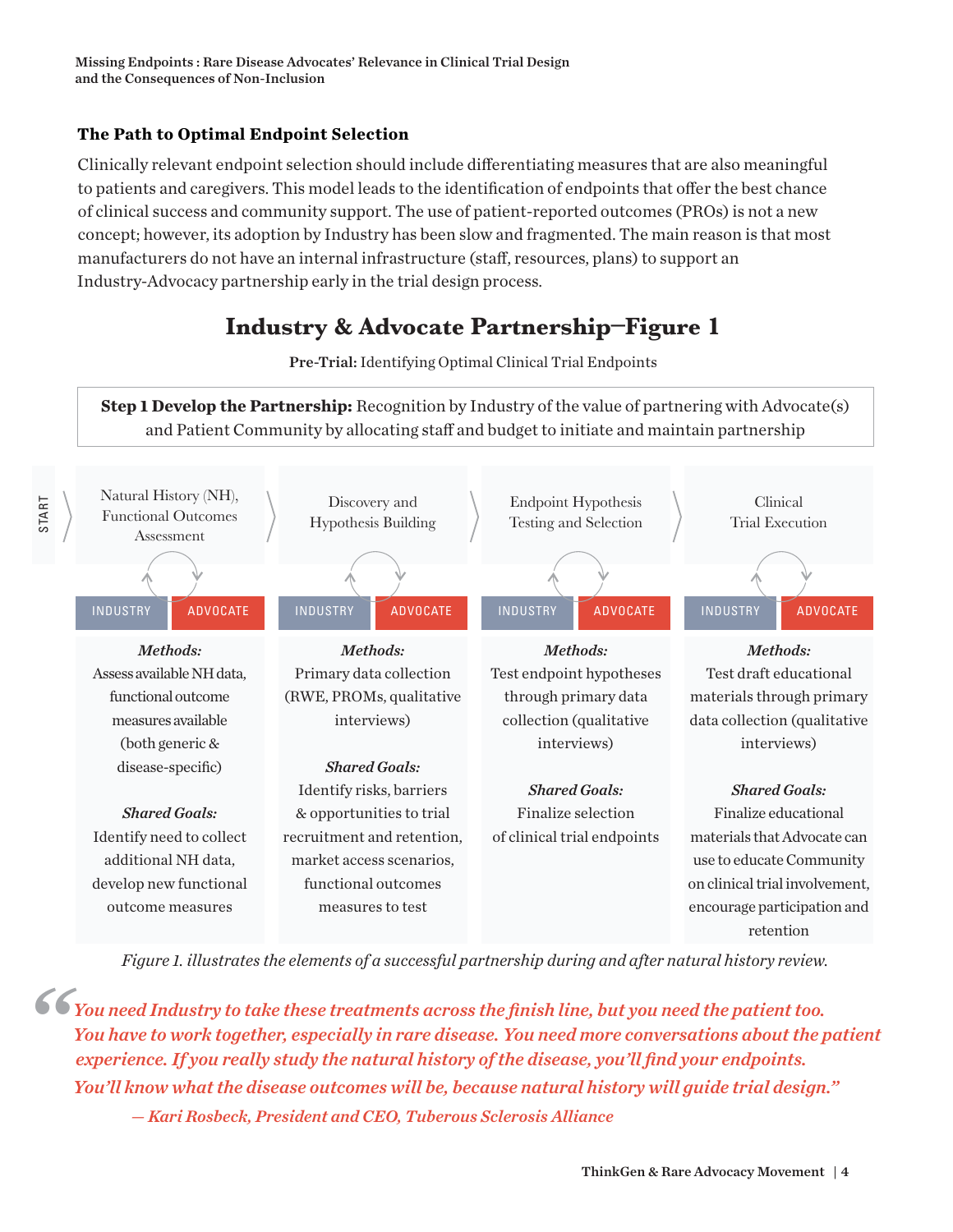## The Path to Optimal Endpoint Selection

Clinically relevant endpoint selection should include differentiating measures that are also meaningful to patients and caregivers. This model leads to the identification of endpoints that offer the best chance of clinical success and community support. The use of patient-reported outcomes (PROs) is not a new concept; however, its adoption by Industry has been slow and fragmented. The main reason is that most manufacturers do not have an internal infrastructure (staff, resources, plans) to support an Industry-Advocacy partnership early in the trial design process.

## Industry & Advocate Partnership–Figure 1

**Pre-Trial:** Identifying Optimal Clinical Trial Endpoints

**Step 1 Develop the Partnership:** Recognition by Industry of the value of partnering with Advocate(s) and Patient Community by allocating staff and budget to initiate and maintain partnership

START

| Natural History (NH), Functional Outcomes Assessment | Discovery and Hypothesis Building | Endpoint Hypothesis Testing and Selection | Clinical Trial Execution |
|---|---|---|---|
| INDUSTRY / ADVOCATE | INDUSTRY / ADVOCATE | INDUSTRY / ADVOCATE | INDUSTRY / ADVOCATE |
| ***Methods:*** Assess available NH data, functional outcome measures available (both generic & disease-specific) | ***Methods:*** Primary data collection (RWE, PROMs, qualitative interviews) | ***Methods:*** Test endpoint hypotheses through primary data collection (qualitative interviews) | ***Methods:*** Test draft educational materials through primary data collection (qualitative interviews) |
| ***Shared Goals:*** Identify need to collect additional NH data, develop new functional outcome measures | ***Shared Goals:*** Identify risks, barriers & opportunities to trial recruitment and retention, market access scenarios, functional outcomes measures to test | ***Shared Goals:*** Finalize selection of clinical trial endpoints | ***Shared Goals:*** Finalize educational materials that Advocate can use to educate Community on clinical trial involvement, encourage participation and retention |

*Figure 1. illustrates the elements of a successful partnership during and after natural history review.*

> *"You need Industry to take these treatments across the finish line, but you need the patient too. You have to work together, especially in rare disease. You need more conversations about the patient experience. If you really study the natural history of the disease, you'll find your endpoints. You'll know what the disease outcomes will be, because natural history will guide trial design."*
>
> *— Kari Rosbeck, President and CEO, Tuberous Sclerosis Alliance*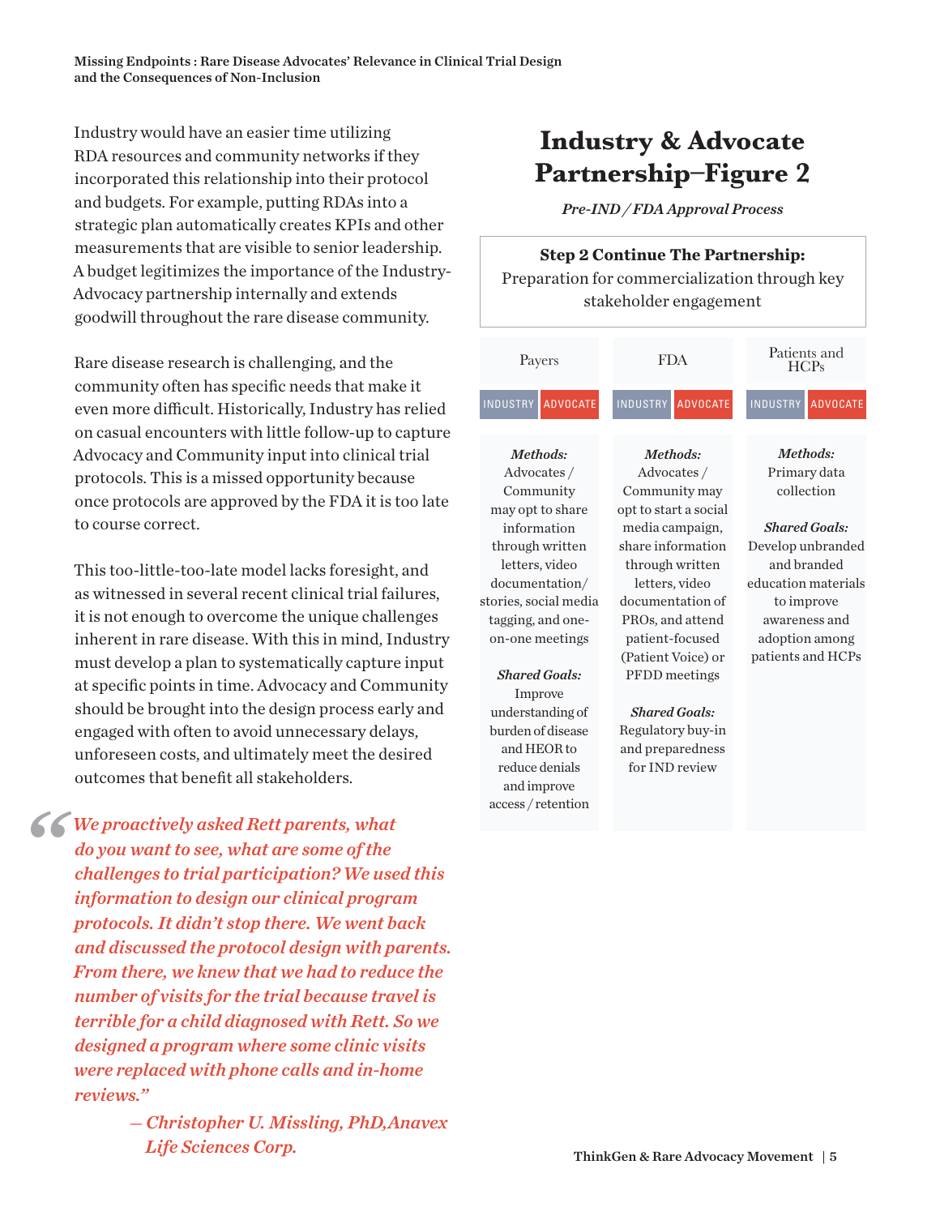Industry would have an easier time utilizing RDA resources and community networks if they incorporated this relationship into their protocol and budgets. For example, putting RDAs into a strategic plan automatically creates KPIs and other measurements that are visible to senior leadership. A budget legitimizes the importance of the Industry-Advocacy partnership internally and extends goodwill throughout the rare disease community.

Rare disease research is challenging, and the community often has specific needs that make it even more difficult. Historically, Industry has relied on casual encounters with little follow-up to capture Advocacy and Community input into clinical trial protocols. This is a missed opportunity because once protocols are approved by the FDA it is too late to course correct.

This too-little-too-late model lacks foresight, and as witnessed in several recent clinical trial failures, it is not enough to overcome the unique challenges inherent in rare disease. With this in mind, Industry must develop a plan to systematically capture input at specific points in time. Advocacy and Community should be brought into the design process early and engaged with often to avoid unnecessary delays, unforeseen costs, and ultimately meet the desired outcomes that benefit all stakeholders.

> *"We proactively asked Rett parents, what do you want to see, what are some of the challenges to trial participation? We used this information to design our clinical program protocols. It didn't stop there. We went back and discussed the protocol design with parents. From there, we knew that we had to reduce the number of visits for the trial because travel is terrible for a child diagnosed with Rett. So we designed a program where some clinic visits were replaced with phone calls and in-home reviews."*
>
> *— Christopher U. Missling, PhD, Anavex Life Sciences Corp.*

## Industry & Advocate Partnership–Figure 2

*Pre-IND / FDA Approval Process*

**Step 2 Continue The Partnership:**
Preparation for commercialization through key stakeholder engagement

| Payers | FDA | Patients and HCPs |
|---|---|---|
| INDUSTRY / ADVOCATE | INDUSTRY / ADVOCATE | INDUSTRY / ADVOCATE |
| ***Methods:*** Advocates / Community may opt to share information through written letters, video documentation/ stories, social media tagging, and one-on-one meetings | ***Methods:*** Advocates / Community may opt to start a social media campaign, share information through written letters, video documentation of PROs, and attend patient-focused (Patient Voice) or PFDD meetings | ***Methods:*** Primary data collection |
| ***Shared Goals:*** Improve understanding of burden of disease and HEOR to reduce denials and improve access / retention | ***Shared Goals:*** Regulatory buy-in and preparedness for IND review | ***Shared Goals:*** Develop unbranded and branded education materials to improve awareness and adoption among patients and HCPs |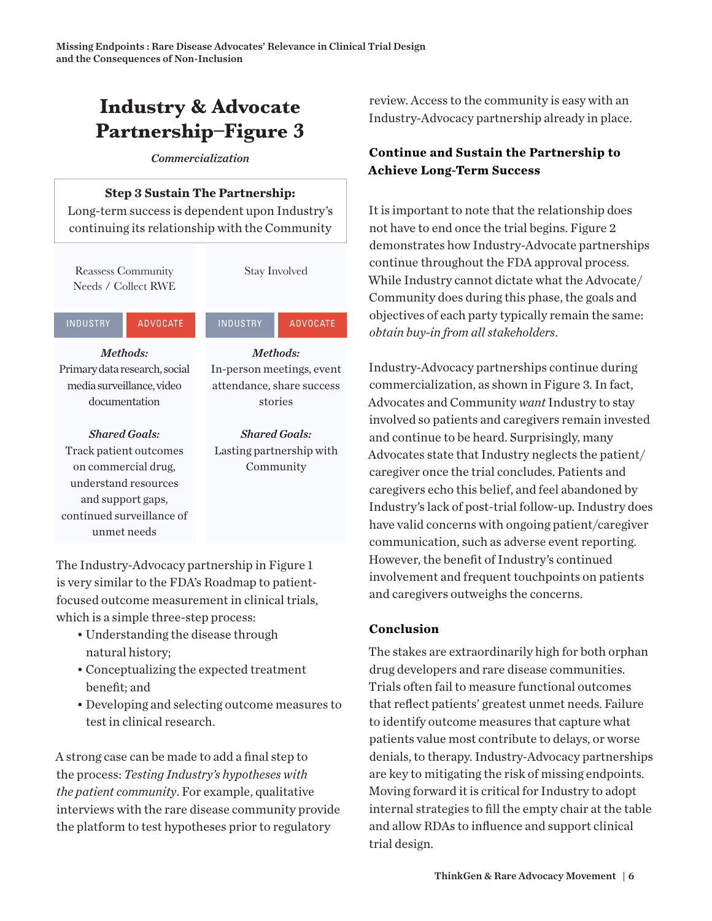## Industry & Advocate Partnership–Figure 3

*Commercialization*

**Step 3 Sustain The Partnership:**
Long-term success is dependent upon Industry's continuing its relationship with the Community

| Reassess Community Needs / Collect RWE | Stay Involved |
|---|---|
| INDUSTRY / ADVOCATE | INDUSTRY / ADVOCATE |
| ***Methods:*** Primary data research, social media surveillance, video documentation | ***Methods:*** In-person meetings, event attendance, share success stories |
| ***Shared Goals:*** Track patient outcomes on commercial drug, understand resources and support gaps, continued surveillance of unmet needs | ***Shared Goals:*** Lasting partnership with Community |

The Industry-Advocacy partnership in Figure 1 is very similar to the FDA's Roadmap to patient-focused outcome measurement in clinical trials, which is a simple three-step process:

- Understanding the disease through natural history;
- Conceptualizing the expected treatment benefit; and
- Developing and selecting outcome measures to test in clinical research.

A strong case can be made to add a final step to the process: *Testing Industry's hypotheses with the patient community*. For example, qualitative interviews with the rare disease community provide the platform to test hypotheses prior to regulatory review. Access to the community is easy with an Industry-Advocacy partnership already in place.

### Continue and Sustain the Partnership to Achieve Long-Term Success

It is important to note that the relationship does not have to end once the trial begins. Figure 2 demonstrates how Industry-Advocate partnerships continue throughout the FDA approval process. While Industry cannot dictate what the Advocate/Community does during this phase, the goals and objectives of each party typically remain the same: *obtain buy-in from all stakeholders*.

Industry-Advocacy partnerships continue during commercialization, as shown in Figure 3. In fact, Advocates and Community *want* Industry to stay involved so patients and caregivers remain invested and continue to be heard. Surprisingly, many Advocates state that Industry neglects the patient/caregiver once the trial concludes. Patients and caregivers echo this belief, and feel abandoned by Industry's lack of post-trial follow-up. Industry does have valid concerns with ongoing patient/caregiver communication, such as adverse event reporting. However, the benefit of Industry's continued involvement and frequent touchpoints on patients and caregivers outweighs the concerns.

### Conclusion

The stakes are extraordinarily high for both orphan drug developers and rare disease communities. Trials often fail to measure functional outcomes that reflect patients' greatest unmet needs. Failure to identify outcome measures that capture what patients value most contribute to delays, or worse denials, to therapy. Industry-Advocacy partnerships are key to mitigating the risk of missing endpoints. Moving forward it is critical for Industry to adopt internal strategies to fill the empty chair at the table and allow RDAs to influence and support clinical trial design.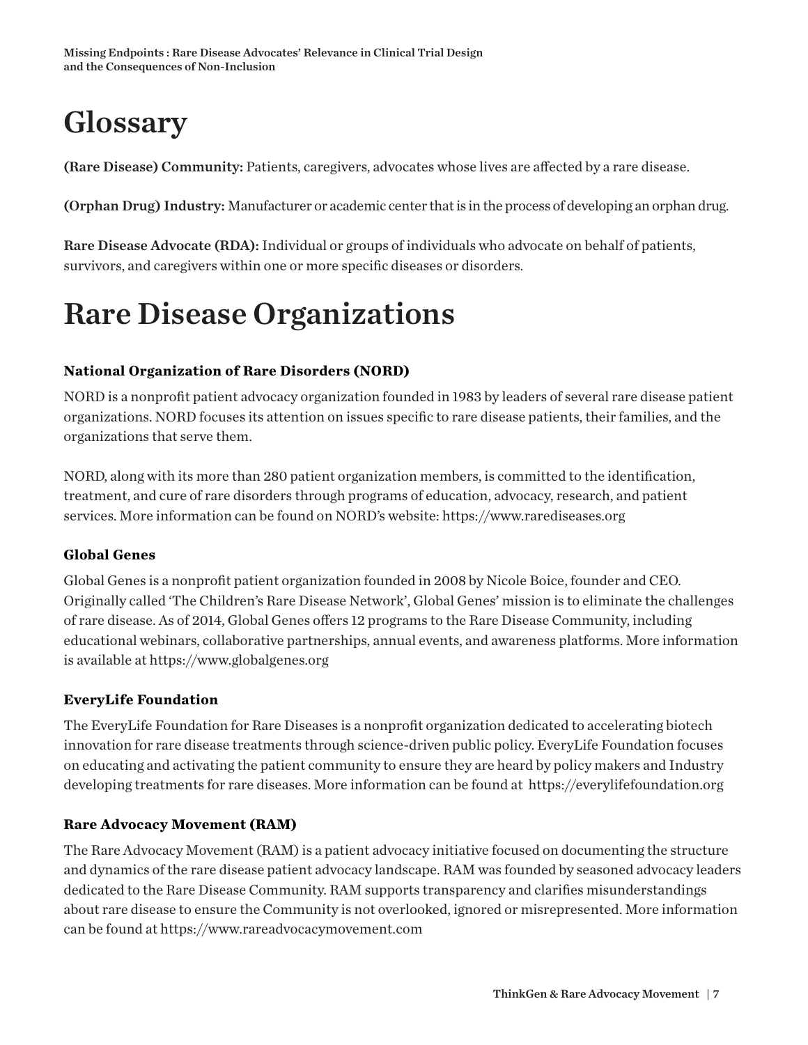# Glossary

**(Rare Disease) Community:** Patients, caregivers, advocates whose lives are affected by a rare disease.

**(Orphan Drug) Industry:** Manufacturer or academic center that is in the process of developing an orphan drug.

**Rare Disease Advocate (RDA):** Individual or groups of individuals who advocate on behalf of patients, survivors, and caregivers within one or more specific diseases or disorders.

# Rare Disease Organizations

### National Organization of Rare Disorders (NORD)

NORD is a nonprofit patient advocacy organization founded in 1983 by leaders of several rare disease patient organizations. NORD focuses its attention on issues specific to rare disease patients, their families, and the organizations that serve them.

NORD, along with its more than 280 patient organization members, is committed to the identification, treatment, and cure of rare disorders through programs of education, advocacy, research, and patient services. More information can be found on NORD's website: https://www.rarediseases.org

### Global Genes

Global Genes is a nonprofit patient organization founded in 2008 by Nicole Boice, founder and CEO. Originally called 'The Children's Rare Disease Network', Global Genes' mission is to eliminate the challenges of rare disease. As of 2014, Global Genes offers 12 programs to the Rare Disease Community, including educational webinars, collaborative partnerships, annual events, and awareness platforms. More information is available at https://www.globalgenes.org

### EveryLife Foundation

The EveryLife Foundation for Rare Diseases is a nonprofit organization dedicated to accelerating biotech innovation for rare disease treatments through science-driven public policy. EveryLife Foundation focuses on educating and activating the patient community to ensure they are heard by policy makers and Industry developing treatments for rare diseases. More information can be found at https://everylifefoundation.org

### Rare Advocacy Movement (RAM)

The Rare Advocacy Movement (RAM) is a patient advocacy initiative focused on documenting the structure and dynamics of the rare disease patient advocacy landscape. RAM was founded by seasoned advocacy leaders dedicated to the Rare Disease Community. RAM supports transparency and clarifies misunderstandings about rare disease to ensure the Community is not overlooked, ignored or misrepresented. More information can be found at https://www.rareadvocacymovement.com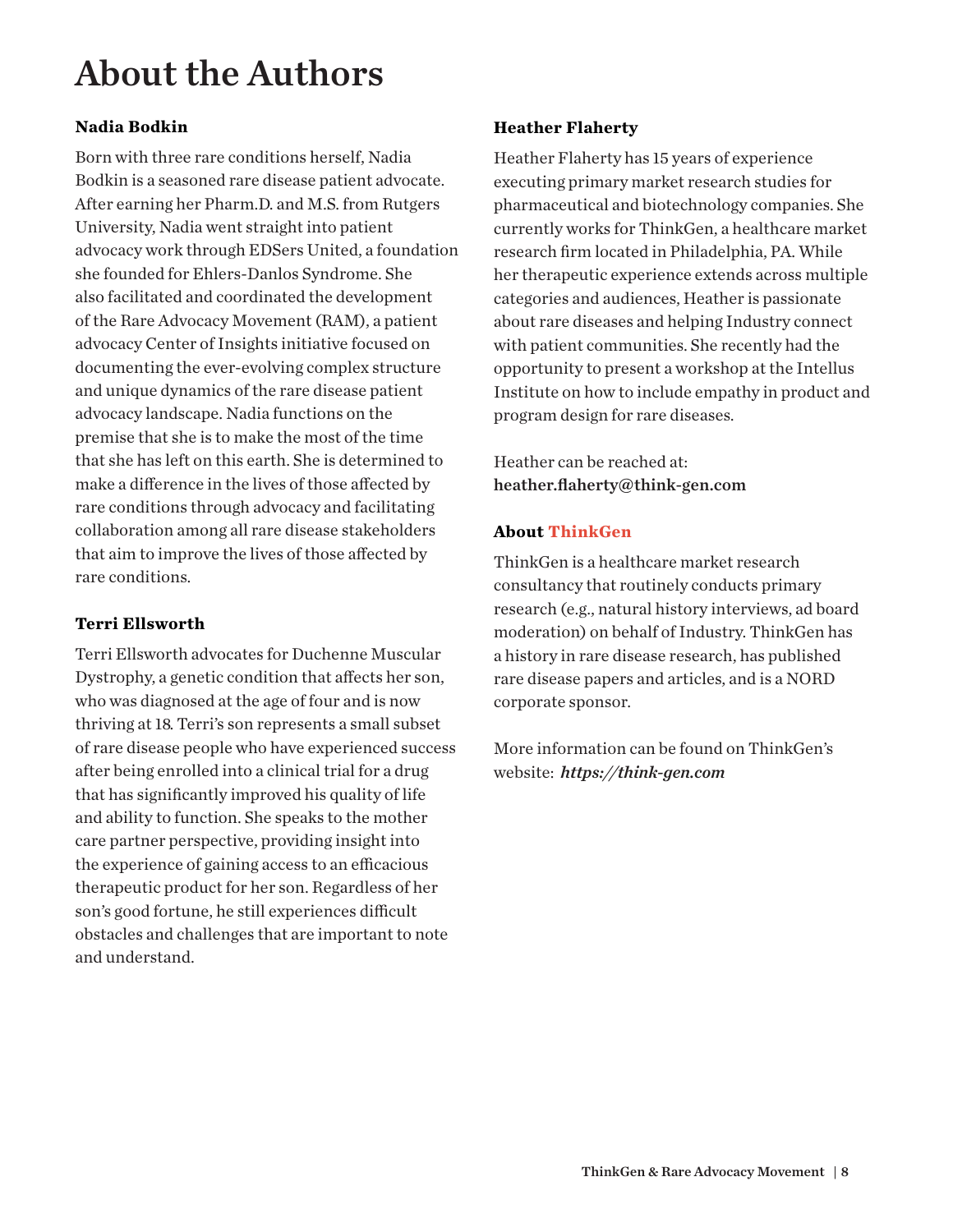# About the Authors

### Nadia Bodkin

Born with three rare conditions herself, Nadia Bodkin is a seasoned rare disease patient advocate. After earning her Pharm.D. and M.S. from Rutgers University, Nadia went straight into patient advocacy work through EDSers United, a foundation she founded for Ehlers-Danlos Syndrome. She also facilitated and coordinated the development of the Rare Advocacy Movement (RAM), a patient advocacy Center of Insights initiative focused on documenting the ever-evolving complex structure and unique dynamics of the rare disease patient advocacy landscape. Nadia functions on the premise that she is to make the most of the time that she has left on this earth. She is determined to make a difference in the lives of those affected by rare conditions through advocacy and facilitating collaboration among all rare disease stakeholders that aim to improve the lives of those affected by rare conditions.

### Terri Ellsworth

Terri Ellsworth advocates for Duchenne Muscular Dystrophy, a genetic condition that affects her son, who was diagnosed at the age of four and is now thriving at 18. Terri's son represents a small subset of rare disease people who have experienced success after being enrolled into a clinical trial for a drug that has significantly improved his quality of life and ability to function. She speaks to the mother care partner perspective, providing insight into the experience of gaining access to an efficacious therapeutic product for her son. Regardless of her son's good fortune, he still experiences difficult obstacles and challenges that are important to note and understand.

### Heather Flaherty

Heather Flaherty has 15 years of experience executing primary market research studies for pharmaceutical and biotechnology companies. She currently works for ThinkGen, a healthcare market research firm located in Philadelphia, PA. While her therapeutic experience extends across multiple categories and audiences, Heather is passionate about rare diseases and helping Industry connect with patient communities. She recently had the opportunity to present a workshop at the Intellus Institute on how to include empathy in product and program design for rare diseases.

Heather can be reached at:
**heather.flaherty@think-gen.com**

### About ThinkGen

ThinkGen is a healthcare market research consultancy that routinely conducts primary research (e.g., natural history interviews, ad board moderation) on behalf of Industry. ThinkGen has a history in rare disease research, has published rare disease papers and articles, and is a NORD corporate sponsor.

More information can be found on ThinkGen's website: ***https://think-gen.com***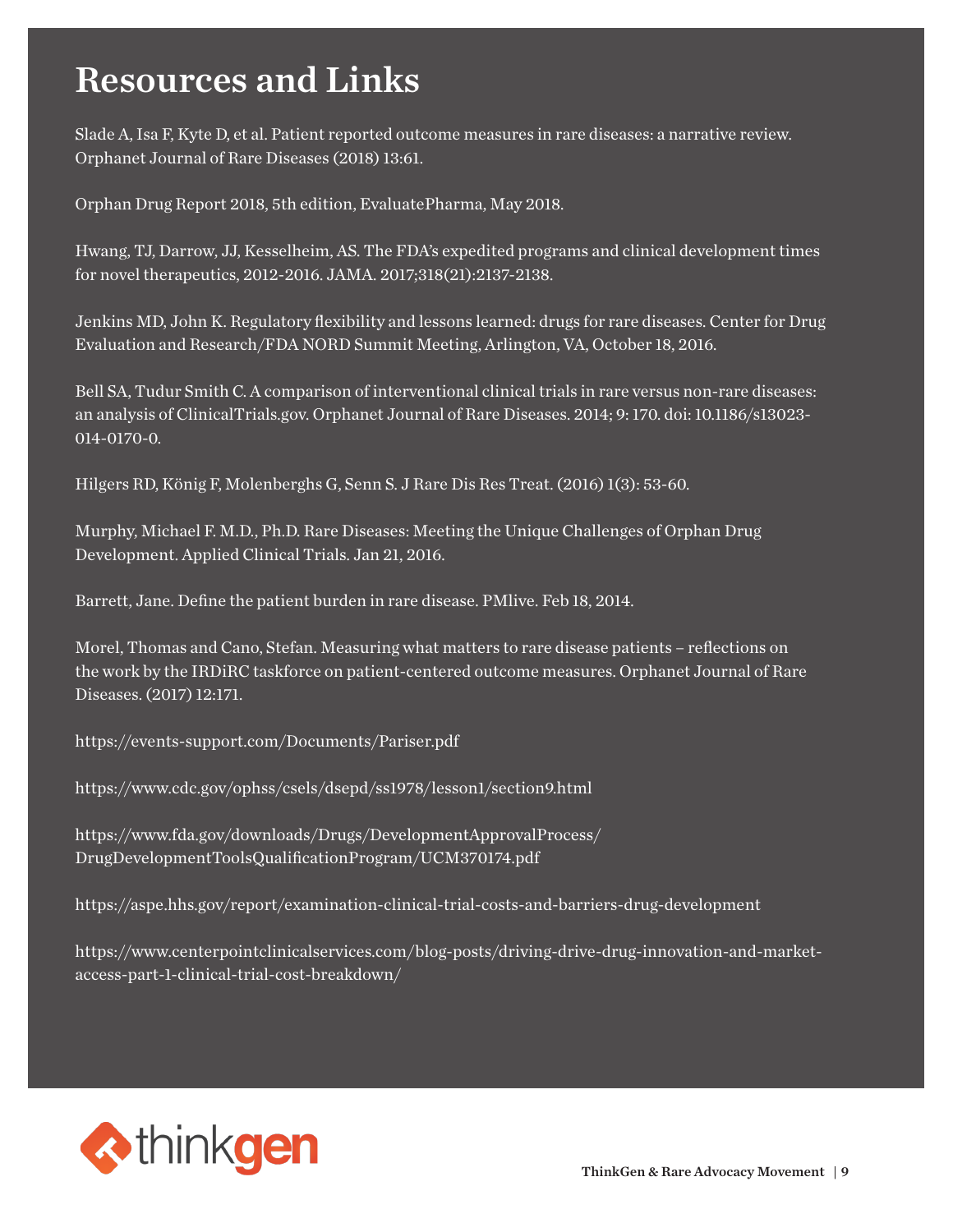# Resources and Links

Slade A, Isa F, Kyte D, et al. Patient reported outcome measures in rare diseases: a narrative review. Orphanet Journal of Rare Diseases (2018) 13:61.

Orphan Drug Report 2018, 5th edition, EvaluatePharma, May 2018.

Hwang, TJ, Darrow, JJ, Kesselheim, AS. The FDA's expedited programs and clinical development times for novel therapeutics, 2012-2016. JAMA. 2017;318(21):2137-2138.

Jenkins MD, John K. Regulatory flexibility and lessons learned: drugs for rare diseases. Center for Drug Evaluation and Research/FDA NORD Summit Meeting, Arlington, VA, October 18, 2016.

Bell SA, Tudur Smith C. A comparison of interventional clinical trials in rare versus non-rare diseases: an analysis of ClinicalTrials.gov. Orphanet Journal of Rare Diseases. 2014; 9: 170. doi: 10.1186/s13023-014-0170-0.

Hilgers RD, König F, Molenberghs G, Senn S. J Rare Dis Res Treat. (2016) 1(3): 53-60.

Murphy, Michael F. M.D., Ph.D. Rare Diseases: Meeting the Unique Challenges of Orphan Drug Development. Applied Clinical Trials. Jan 21, 2016.

Barrett, Jane. Define the patient burden in rare disease. PMlive. Feb 18, 2014.

Morel, Thomas and Cano, Stefan. Measuring what matters to rare disease patients – reflections on the work by the IRDiRC taskforce on patient-centered outcome measures. Orphanet Journal of Rare Diseases. (2017) 12:171.

https://events-support.com/Documents/Pariser.pdf

https://www.cdc.gov/ophss/csels/dsepd/ss1978/lesson1/section9.html

https://www.fda.gov/downloads/Drugs/DevelopmentApprovalProcess/DrugDevelopmentToolsQualificationProgram/UCM370174.pdf

https://aspe.hhs.gov/report/examination-clinical-trial-costs-and-barriers-drug-development

https://www.centerpointclinicalservices.com/blog-posts/driving-drive-drug-innovation-and-market-access-part-1-clinical-trial-cost-breakdown/

thinkgen